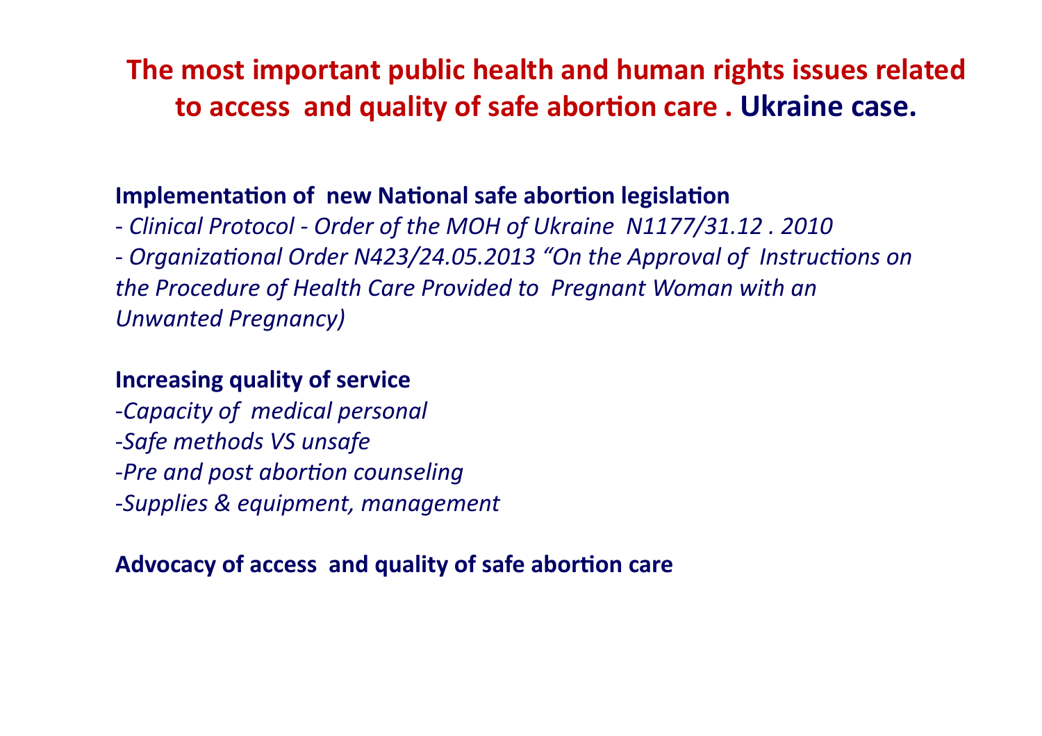# The most important public health and human rights issues related to access and quality of safe abortion care . Ukraine case.

**Implementation of new National safe abortion legislation**

*- Clinical Protocol - Order of the MOH of Ukraine N1177/31.12 . 2010*

*- Organizational Order N423/24.05.2013 "On the Approval of Instructions on the Procedure of Health Care Provided to Pregnant Woman with an Unwanted Pregnancy)*

**Increasing quality of service**

*-Capacity of medical personal*

*-Safe methods VS unsafe*

*-Pre and post abortion counseling*

*-Supplies & equipment, management*

**Advocacy of access and quality of safe abortion care**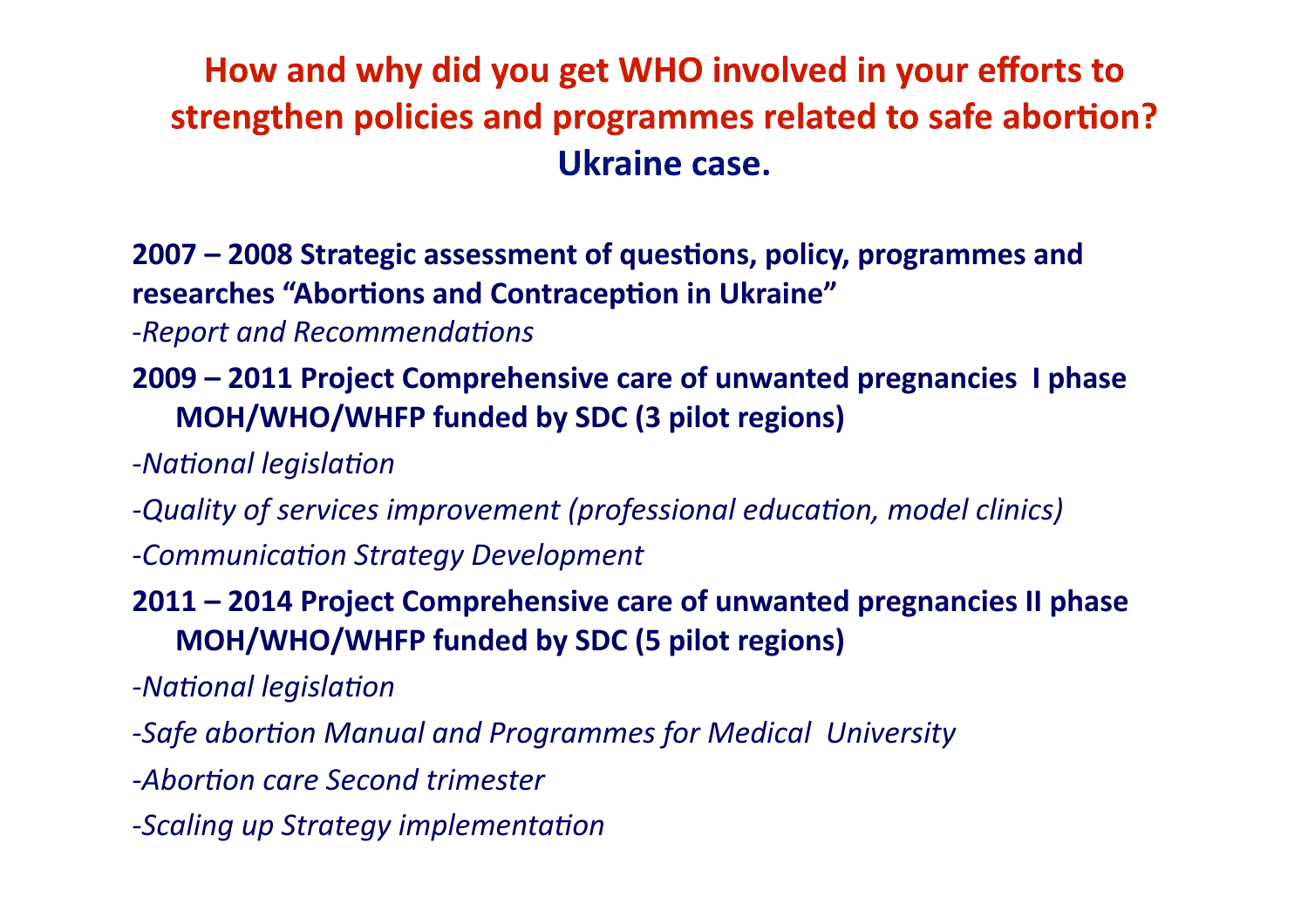# How and why did you get WHO involved in your efforts to strengthen policies and programmes related to safe abortion?

## Ukraine case.

**2007 – 2008 Strategic assessment of questions, policy, programmes and researches "Abortions and Contraception in Ukraine"**

*-Report and Recommendations*

**2009 – 2011 Project Comprehensive care of unwanted pregnancies I phase MOH/WHO/WHFP funded by SDC (3 pilot regions)**

*-National legislation*

*-Quality of services improvement (professional education, model clinics)*

*-Communication Strategy Development*

**2011 – 2014 Project Comprehensive care of unwanted pregnancies II phase MOH/WHO/WHFP funded by SDC (5 pilot regions)**

*-National legislation*

*-Safe abortion Manual and Programmes for Medical University*

*-Abortion care Second trimester*

*-Scaling up Strategy implementation*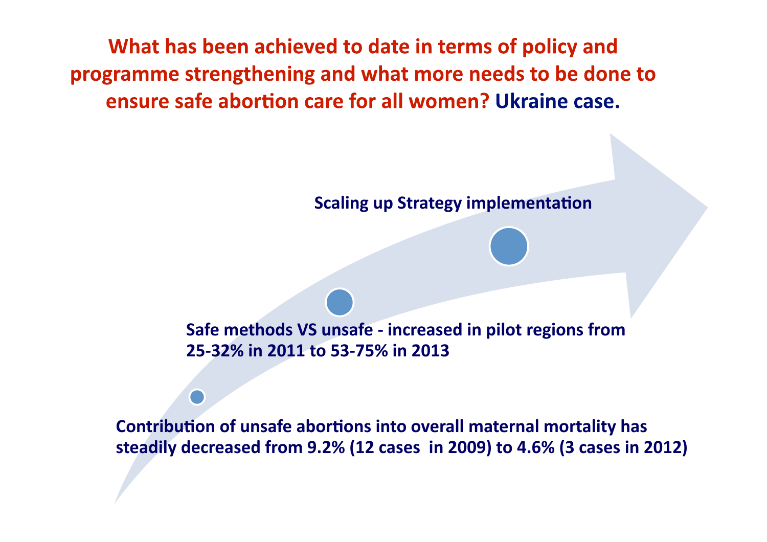# What has been achieved to date in terms of policy and programme strengthening and what more needs to be done to ensure safe abortion care for all women? Ukraine case.

**Scaling up Strategy implementation**

**Safe methods VS unsafe - increased in pilot regions from 25-32% in 2011 to 53-75% in 2013**

**Contribution of unsafe abortions into overall maternal mortality has steadily decreased from 9.2% (12 cases in 2009) to 4.6% (3 cases in 2012)**